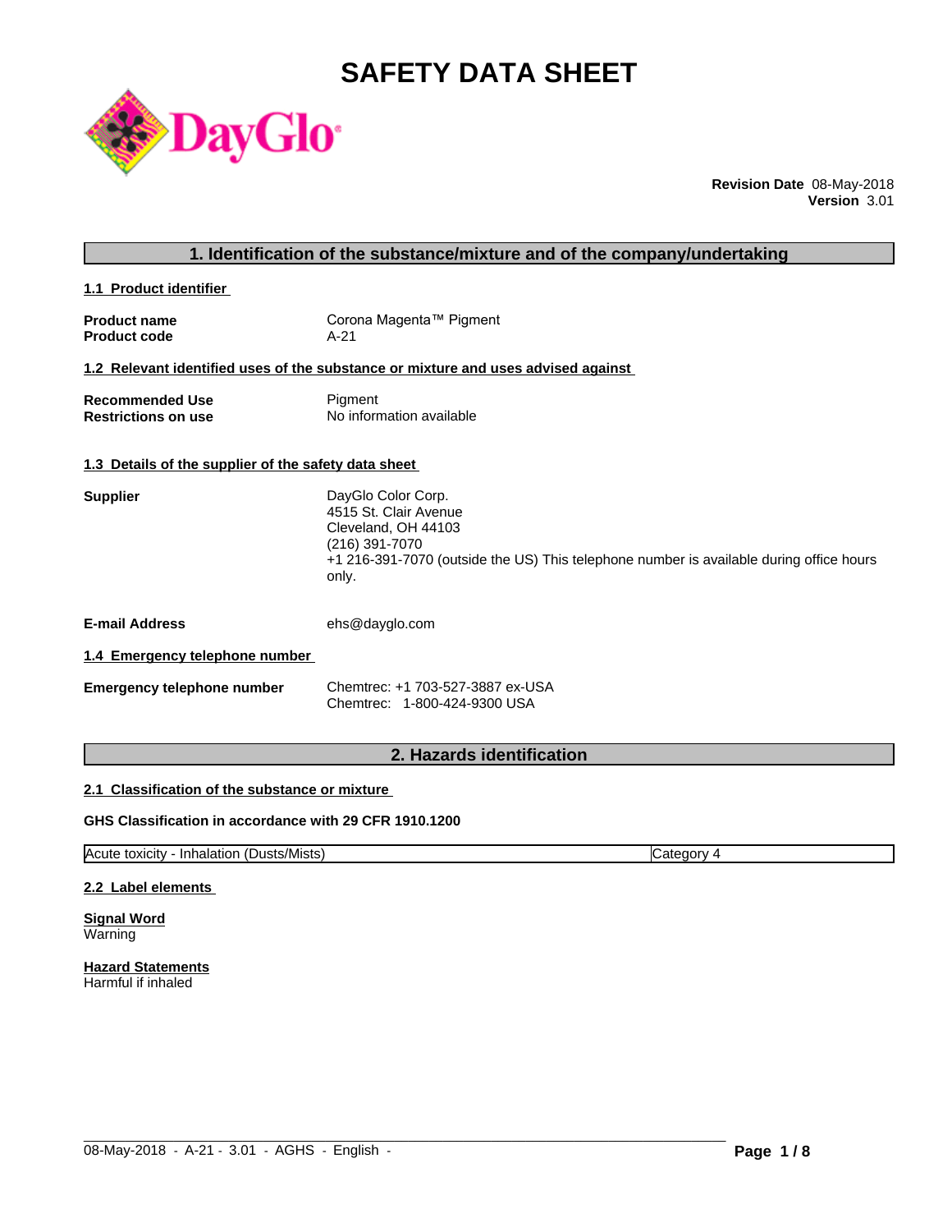# SAFETY DATA SHEET

**Revision Date** 08-May-2018
**Version** 3.01

## 1. Identification of the substance/mixture and of the company/undertaking

### 1.1 Product identifier

**Product name** Corona Magenta™ Pigment
**Product code** A-21

### 1.2 Relevant identified uses of the substance or mixture and uses advised against

**Recommended Use** Pigment
**Restrictions on use** No information available

### 1.3 Details of the supplier of the safety data sheet

**Supplier**
DayGlo Color Corp.
4515 St. Clair Avenue
Cleveland, OH 44103
(216) 391-7070
+1 216-391-7070 (outside the US) This telephone number is available during office hours only.

**E-mail Address** ehs@dayglo.com

### 1.4 Emergency telephone number

**Emergency telephone number**
Chemtrec: +1 703-527-3887 ex-USA
Chemtrec: 1-800-424-9300 USA

## 2. Hazards identification

### 2.1 Classification of the substance or mixture

**GHS Classification in accordance with 29 CFR 1910.1200**

| Acute toxicity - Inhalation (Dusts/Mists) | Category 4 |
|---|---|

### 2.2 Label elements

**Signal Word**
Warning

**Hazard Statements**
Harmful if inhaled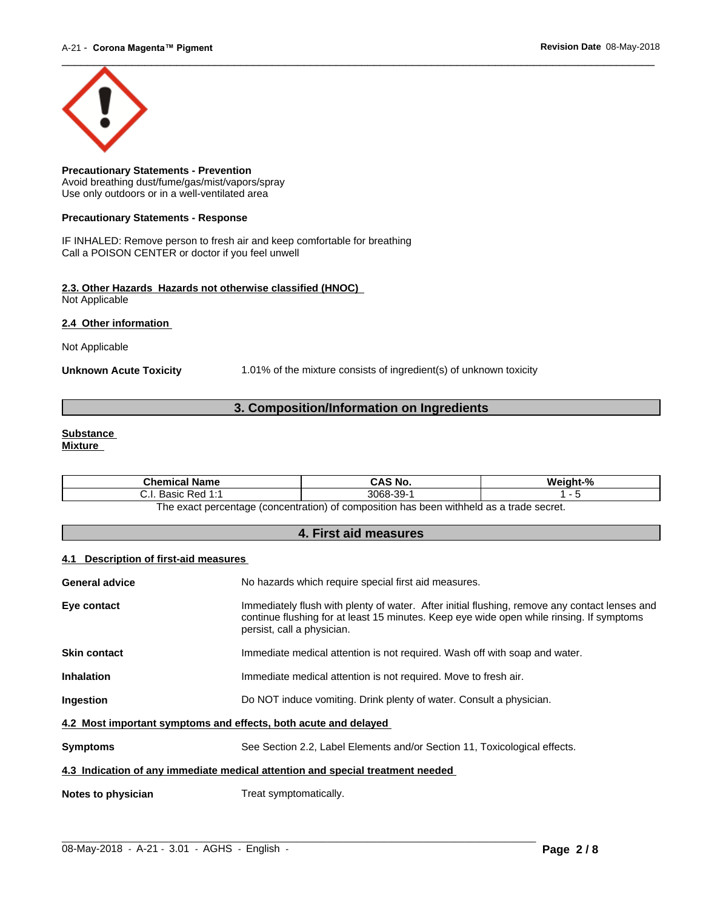**Precautionary Statements - Prevention**
Avoid breathing dust/fume/gas/mist/vapors/spray
Use only outdoors or in a well-ventilated area

**Precautionary Statements - Response**

IF INHALED: Remove person to fresh air and keep comfortable for breathing
Call a POISON CENTER or doctor if you feel unwell

### 2.3. Other Hazards  Hazards not otherwise classified (HNOC)

Not Applicable

### 2.4  Other information

Not Applicable

**Unknown Acute Toxicity** 1.01% of the mixture consists of ingredient(s) of unknown toxicity

## 3. Composition/Information on Ingredients

**Substance**
**Mixture**

| Chemical Name | CAS No. | Weight-% |
|---|---|---|
| C.I. Basic Red 1:1 | 3068-39-1 | 1 - 5 |

The exact percentage (concentration) of composition has been withheld as a trade secret.

## 4. First aid measures

### 4.1  Description of first-aid measures

**General advice** No hazards which require special first aid measures.

**Eye contact** Immediately flush with plenty of water. After initial flushing, remove any contact lenses and continue flushing for at least 15 minutes. Keep eye wide open while rinsing. If symptoms persist, call a physician.

**Skin contact** Immediate medical attention is not required. Wash off with soap and water.

**Inhalation** Immediate medical attention is not required. Move to fresh air.

**Ingestion** Do NOT induce vomiting. Drink plenty of water. Consult a physician.

### 4.2  Most important symptoms and effects, both acute and delayed

**Symptoms** See Section 2.2, Label Elements and/or Section 11, Toxicological effects.

### 4.3  Indication of any immediate medical attention and special treatment needed

**Notes to physician** Treat symptomatically.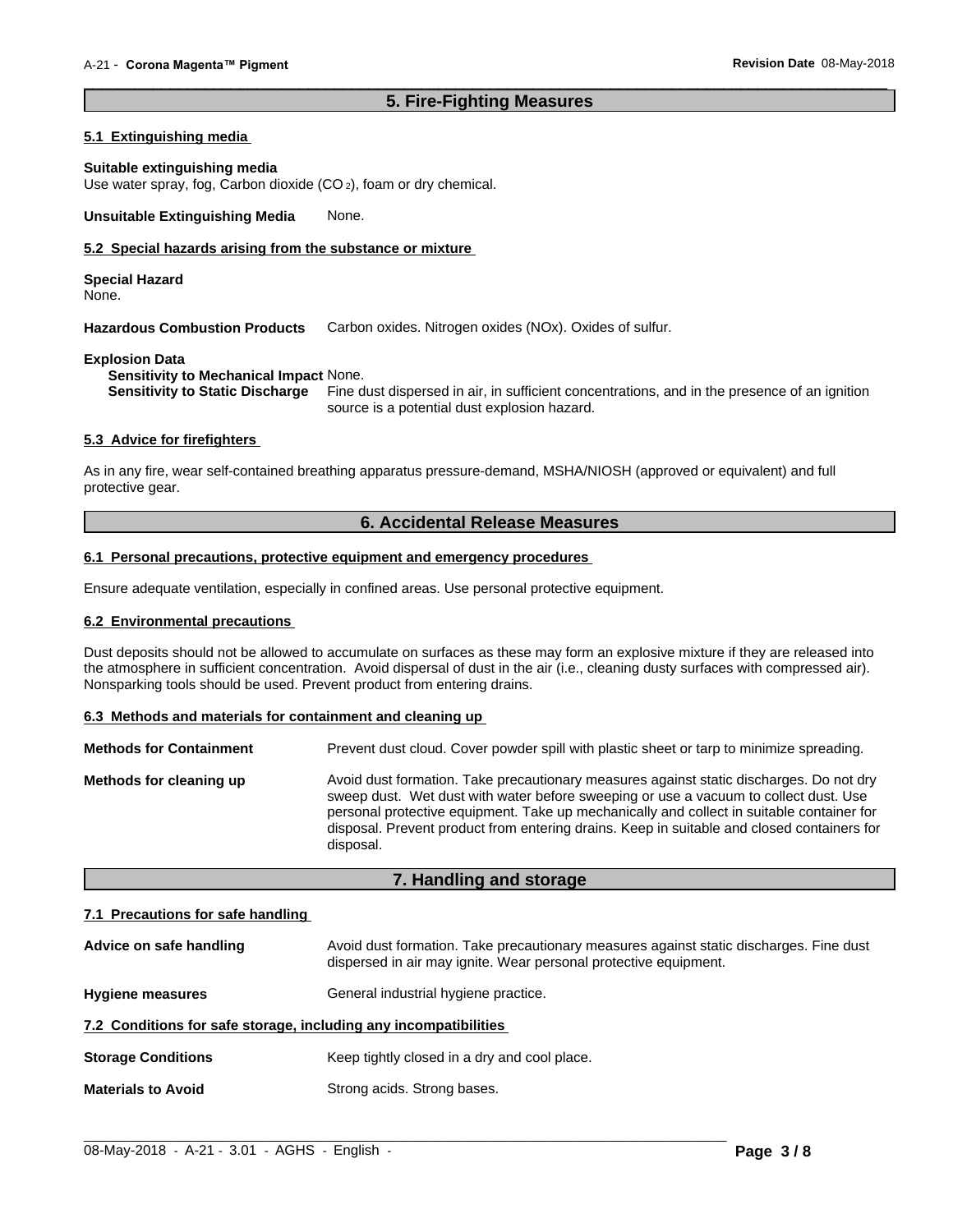## 5. Fire-Fighting Measures

### 5.1 Extinguishing media

**Suitable extinguishing media**
Use water spray, fog, Carbon dioxide ($CO_2$), foam or dry chemical.

**Unsuitable Extinguishing Media** None.

### 5.2 Special hazards arising from the substance or mixture

**Special Hazard**
None.

**Hazardous Combustion Products** Carbon oxides. Nitrogen oxides (NOx). Oxides of sulfur.

**Explosion Data**
**Sensitivity to Mechanical Impact** None.
**Sensitivity to Static Discharge** Fine dust dispersed in air, in sufficient concentrations, and in the presence of an ignition source is a potential dust explosion hazard.

### 5.3 Advice for firefighters

As in any fire, wear self-contained breathing apparatus pressure-demand, MSHA/NIOSH (approved or equivalent) and full protective gear.

## 6. Accidental Release Measures

### 6.1 Personal precautions, protective equipment and emergency procedures

Ensure adequate ventilation, especially in confined areas. Use personal protective equipment.

### 6.2 Environmental precautions

Dust deposits should not be allowed to accumulate on surfaces as these may form an explosive mixture if they are released into the atmosphere in sufficient concentration. Avoid dispersal of dust in the air (i.e., cleaning dusty surfaces with compressed air). Nonsparking tools should be used. Prevent product from entering drains.

### 6.3 Methods and materials for containment and cleaning up

**Methods for Containment** Prevent dust cloud. Cover powder spill with plastic sheet or tarp to minimize spreading.

**Methods for cleaning up** Avoid dust formation. Take precautionary measures against static discharges. Do not dry sweep dust. Wet dust with water before sweeping or use a vacuum to collect dust. Use personal protective equipment. Take up mechanically and collect in suitable container for disposal. Prevent product from entering drains. Keep in suitable and closed containers for disposal.

## 7. Handling and storage

### 7.1 Precautions for safe handling

**Advice on safe handling** Avoid dust formation. Take precautionary measures against static discharges. Fine dust dispersed in air may ignite. Wear personal protective equipment.

**Hygiene measures** General industrial hygiene practice.

### 7.2 Conditions for safe storage, including any incompatibilities

**Storage Conditions** Keep tightly closed in a dry and cool place.

**Materials to Avoid** Strong acids. Strong bases.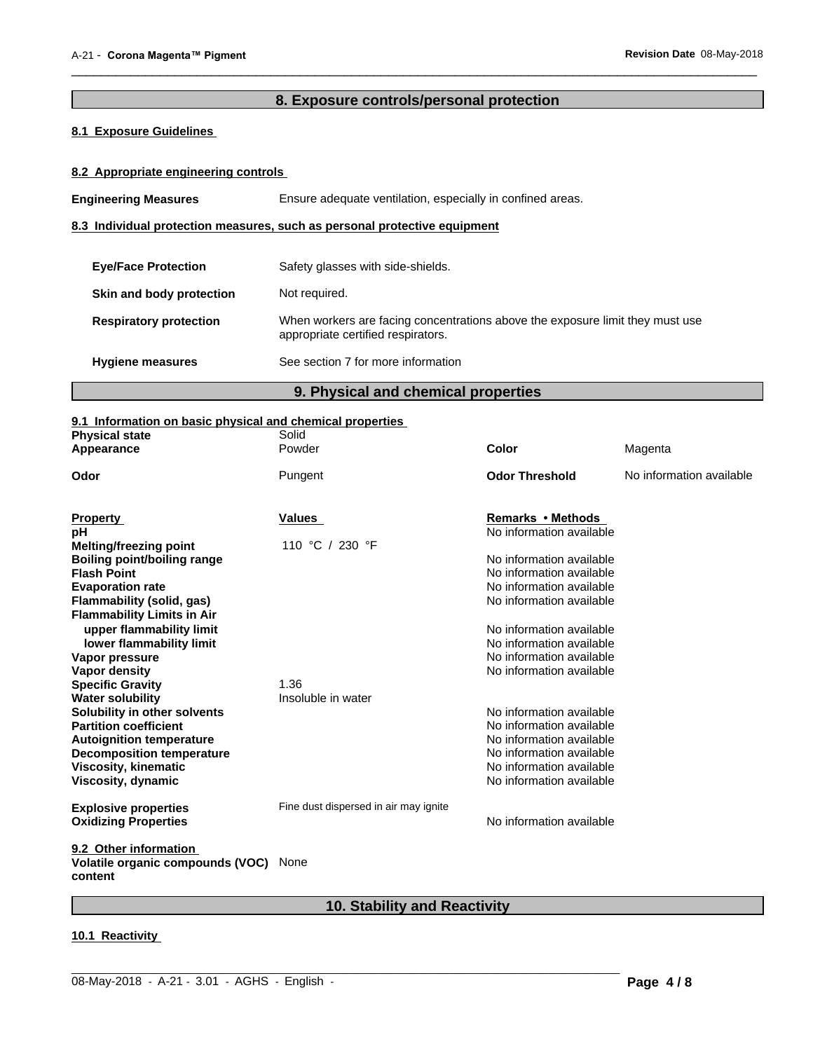## 8. Exposure controls/personal protection

### 8.1 Exposure Guidelines

### 8.2 Appropriate engineering controls

**Engineering Measures** Ensure adequate ventilation, especially in confined areas.

### 8.3 Individual protection measures, such as personal protective equipment

**Eye/Face Protection** Safety glasses with side-shields.

**Skin and body protection** Not required.

**Respiratory protection** When workers are facing concentrations above the exposure limit they must use appropriate certified respirators.

**Hygiene measures** See section 7 for more information

## 9. Physical and chemical properties

### 9.1 Information on basic physical and chemical properties

| | | | |
|---|---|---|---|
| **Physical state** | Solid | | |
| **Appearance** | Powder | **Color** | Magenta |
| **Odor** | Pungent | **Odor Threshold** | No information available |

| **Property** | **Values** | **Remarks • Methods** |
|---|---|---|
| **pH** | | No information available |
| **Melting/freezing point** | 110 °C / 230 °F | |
| **Boiling point/boiling range** | | No information available |
| **Flash Point** | | No information available |
| **Evaporation rate** | | No information available |
| **Flammability (solid, gas)** | | No information available |
| **Flammability Limits in Air** | | |
| **upper flammability limit** | | No information available |
| **lower flammability limit** | | No information available |
| **Vapor pressure** | | No information available |
| **Vapor density** | | No information available |
| **Specific Gravity** | 1.36 | |
| **Water solubility** | Insoluble in water | |
| **Solubility in other solvents** | | No information available |
| **Partition coefficient** | | No information available |
| **Autoignition temperature** | | No information available |
| **Decomposition temperature** | | No information available |
| **Viscosity, kinematic** | | No information available |
| **Viscosity, dynamic** | | No information available |
| **Explosive properties** | Fine dust dispersed in air may ignite | |
| **Oxidizing Properties** | | No information available |

### 9.2 Other information

**Volatile organic compounds (VOC) content** None

## 10. Stability and Reactivity

### 10.1 Reactivity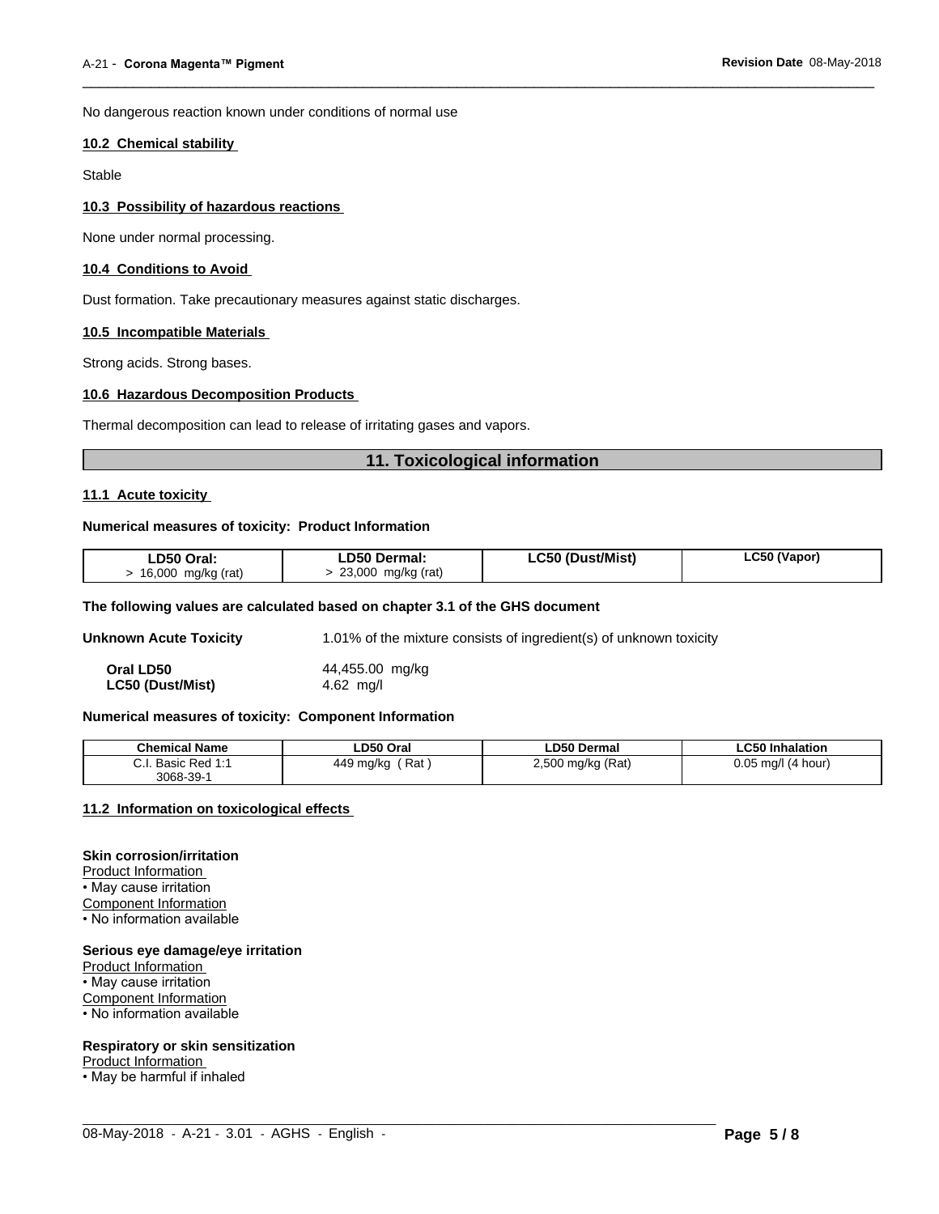No dangerous reaction known under conditions of normal use

### 10.2 Chemical stability

Stable

### 10.3 Possibility of hazardous reactions

None under normal processing.

### 10.4 Conditions to Avoid

Dust formation. Take precautionary measures against static discharges.

### 10.5 Incompatible Materials

Strong acids. Strong bases.

### 10.6 Hazardous Decomposition Products

Thermal decomposition can lead to release of irritating gases and vapors.

## 11. Toxicological information

### 11.1 Acute toxicity

**Numerical measures of toxicity: Product Information**

| LD50 Oral: | LD50 Dermal: | LC50 (Dust/Mist) | LC50 (Vapor) |
|---|---|---|---|
| > 16,000 mg/kg (rat) | > 23,000 mg/kg (rat) | | |

**The following values are calculated based on chapter 3.1 of the GHS document**

**Unknown Acute Toxicity** 1.01% of the mixture consists of ingredient(s) of unknown toxicity

**Oral LD50** 44,455.00 mg/kg
**LC50 (Dust/Mist)** 4.62 mg/l

**Numerical measures of toxicity: Component Information**

| Chemical Name | LD50 Oral | LD50 Dermal | LC50 Inhalation |
|---|---|---|---|
| C.I. Basic Red 1:1 3068-39-1 | 449 mg/kg ( Rat ) | 2,500 mg/kg (Rat) | 0.05 mg/l (4 hour) |

### 11.2 Information on toxicological effects

**Skin corrosion/irritation**
Product Information
• May cause irritation
Component Information
• No information available

**Serious eye damage/eye irritation**
Product Information
• May cause irritation
Component Information
• No information available

**Respiratory or skin sensitization**
Product Information
• May be harmful if inhaled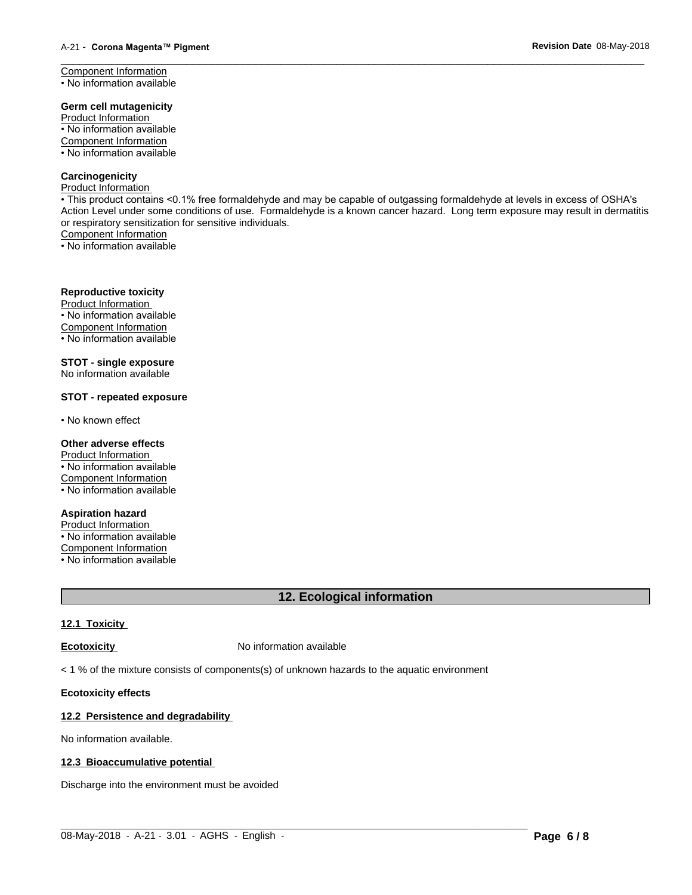Component Information
• No information available

**Germ cell mutagenicity**

Product Information
• No information available
Component Information
• No information available

**Carcinogenicity**

Product Information
• This product contains <0.1% free formaldehyde and may be capable of outgassing formaldehyde at levels in excess of OSHA's Action Level under some conditions of use. Formaldehyde is a known cancer hazard. Long term exposure may result in dermatitis or respiratory sensitization for sensitive individuals.
Component Information
• No information available

**Reproductive toxicity**

Product Information
• No information available
Component Information
• No information available

**STOT - single exposure**

No information available

**STOT - repeated exposure**

• No known effect

**Other adverse effects**

Product Information
• No information available
Component Information
• No information available

**Aspiration hazard**

Product Information
• No information available
Component Information
• No information available

## 12. Ecological information

**12.1 Toxicity**

**Ecotoxicity** No information available

< 1 % of the mixture consists of components(s) of unknown hazards to the aquatic environment

**Ecotoxicity effects**

**12.2 Persistence and degradability**

No information available.

**12.3 Bioaccumulative potential**

Discharge into the environment must be avoided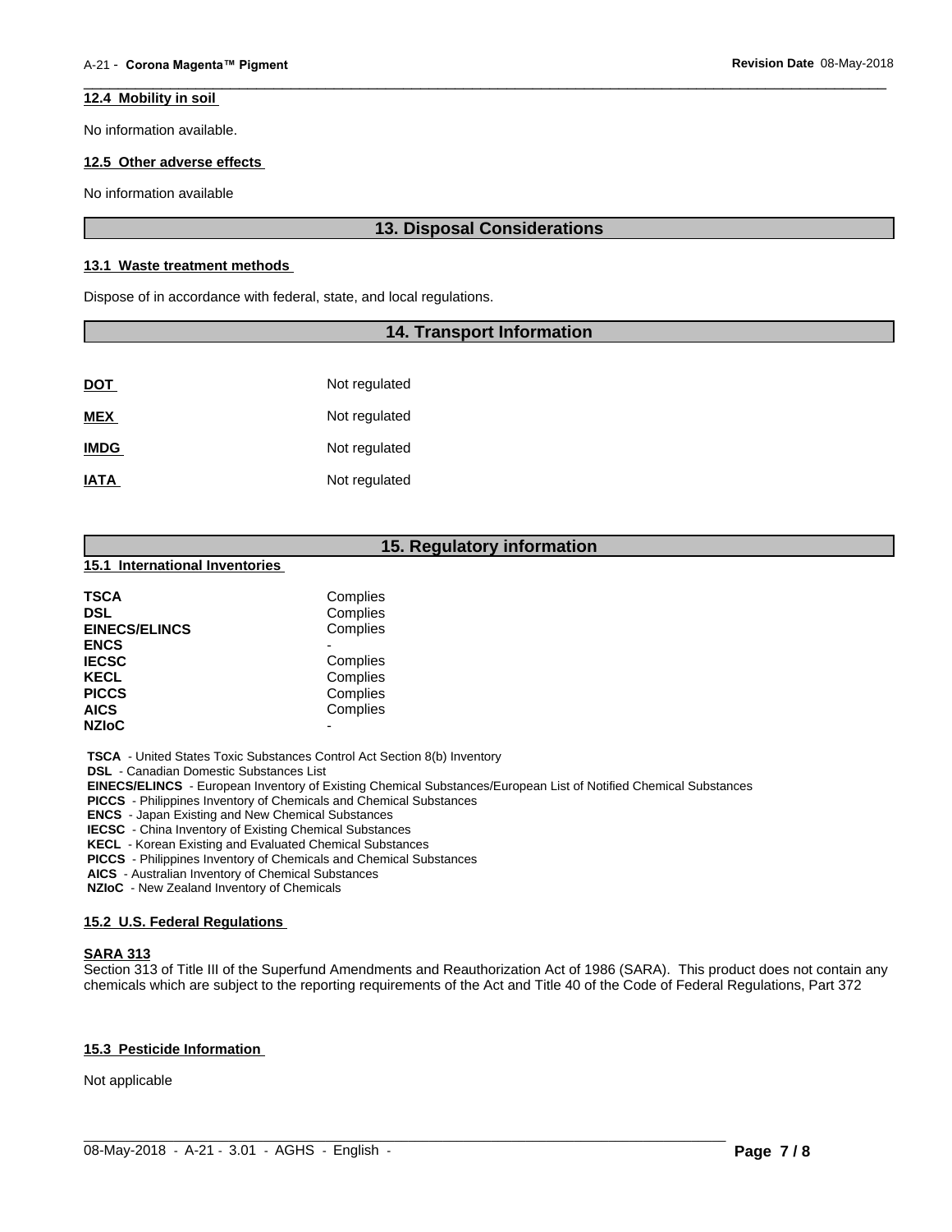### 12.4 Mobility in soil

No information available.

### 12.5 Other adverse effects

No information available

## 13. Disposal Considerations

### 13.1 Waste treatment methods

Dispose of in accordance with federal, state, and local regulations.

## 14. Transport Information

| | |
|---|---|
| **DOT** | Not regulated |
| **MEX** | Not regulated |
| **IMDG** | Not regulated |
| **IATA** | Not regulated |

## 15. Regulatory information

### 15.1 International Inventories

| | |
|---|---|
| **TSCA** | Complies |
| **DSL** | Complies |
| **EINECS/ELINCS** | Complies |
| **ENCS** | - |
| **IECSC** | Complies |
| **KECL** | Complies |
| **PICCS** | Complies |
| **AICS** | Complies |
| **NZIoC** | - |

**TSCA** - United States Toxic Substances Control Act Section 8(b) Inventory
**DSL** - Canadian Domestic Substances List
**EINECS/ELINCS** - European Inventory of Existing Chemical Substances/European List of Notified Chemical Substances
**PICCS** - Philippines Inventory of Chemicals and Chemical Substances
**ENCS** - Japan Existing and New Chemical Substances
**IECSC** - China Inventory of Existing Chemical Substances
**KECL** - Korean Existing and Evaluated Chemical Substances
**PICCS** - Philippines Inventory of Chemicals and Chemical Substances
**AICS** - Australian Inventory of Chemical Substances
**NZIoC** - New Zealand Inventory of Chemicals

### 15.2 U.S. Federal Regulations

**SARA 313**
Section 313 of Title III of the Superfund Amendments and Reauthorization Act of 1986 (SARA). This product does not contain any chemicals which are subject to the reporting requirements of the Act and Title 40 of the Code of Federal Regulations, Part 372

### 15.3 Pesticide Information

Not applicable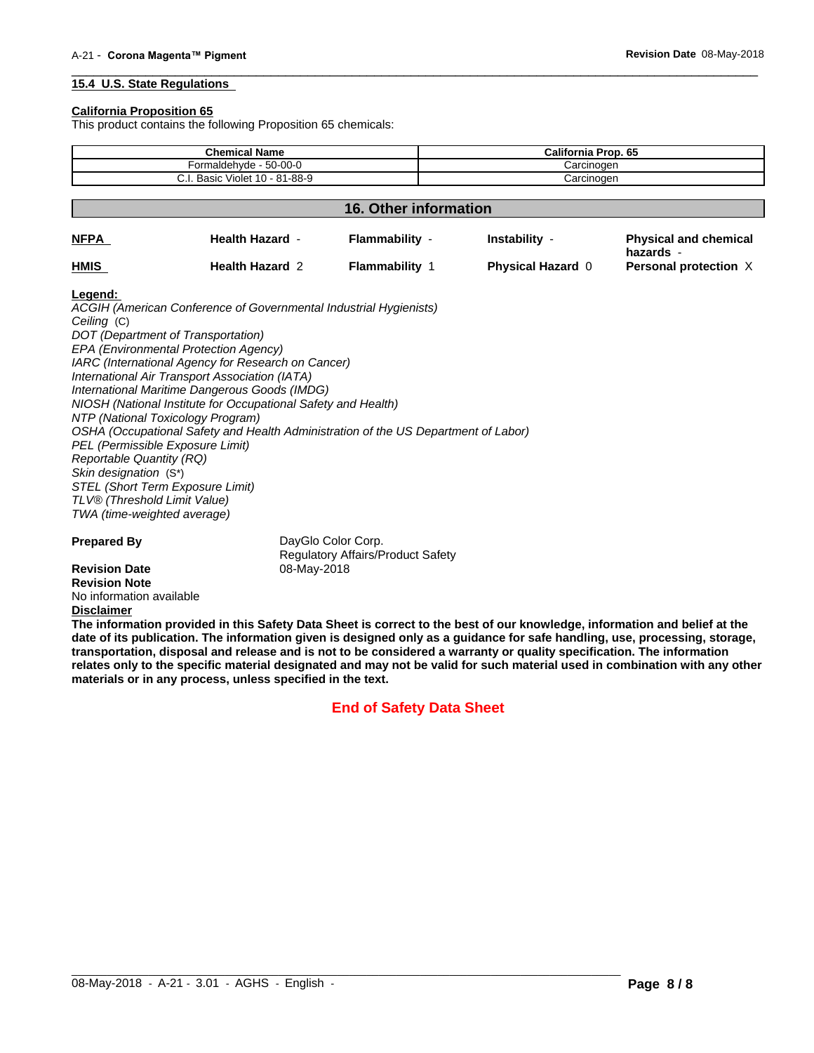### 15.4 U.S. State Regulations

**California Proposition 65**

This product contains the following Proposition 65 chemicals:

| Chemical Name | California Prop. 65 |
|---|---|
| Formaldehyde - 50-00-0 | Carcinogen |
| C.I. Basic Violet 10 - 81-88-9 | Carcinogen |

## 16. Other information

| | | | | |
|---|---|---|---|---|
| **NFPA** | **Health Hazard** - | **Flammability** - | **Instability** - | **Physical and chemical hazards** - |
| **HMIS** | **Health Hazard** 2 | **Flammability** 1 | **Physical Hazard** 0 | **Personal protection** X |

**Legend:**

*ACGIH (American Conference of Governmental Industrial Hygienists)*
*Ceiling* (C)
*DOT (Department of Transportation)*
*EPA (Environmental Protection Agency)*
*IARC (International Agency for Research on Cancer)*
*International Air Transport Association (IATA)*
*International Maritime Dangerous Goods (IMDG)*
*NIOSH (National Institute for Occupational Safety and Health)*
*NTP (National Toxicology Program)*
*OSHA (Occupational Safety and Health Administration of the US Department of Labor)*
*PEL (Permissible Exposure Limit)*
*Reportable Quantity (RQ)*
*Skin designation* (S*)
*STEL (Short Term Exposure Limit)*
*TLV® (Threshold Limit Value)*
*TWA (time-weighted average)*

**Prepared By** DayGlo Color Corp.
Regulatory Affairs/Product Safety

**Revision Date** 08-May-2018

**Revision Note**

No information available

**Disclaimer**

**The information provided in this Safety Data Sheet is correct to the best of our knowledge, information and belief at the date of its publication. The information given is designed only as a guidance for safe handling, use, processing, storage, transportation, disposal and release and is not to be considered a warranty or quality specification. The information relates only to the specific material designated and may not be valid for such material used in combination with any other materials or in any process, unless specified in the text.**

**End of Safety Data Sheet**